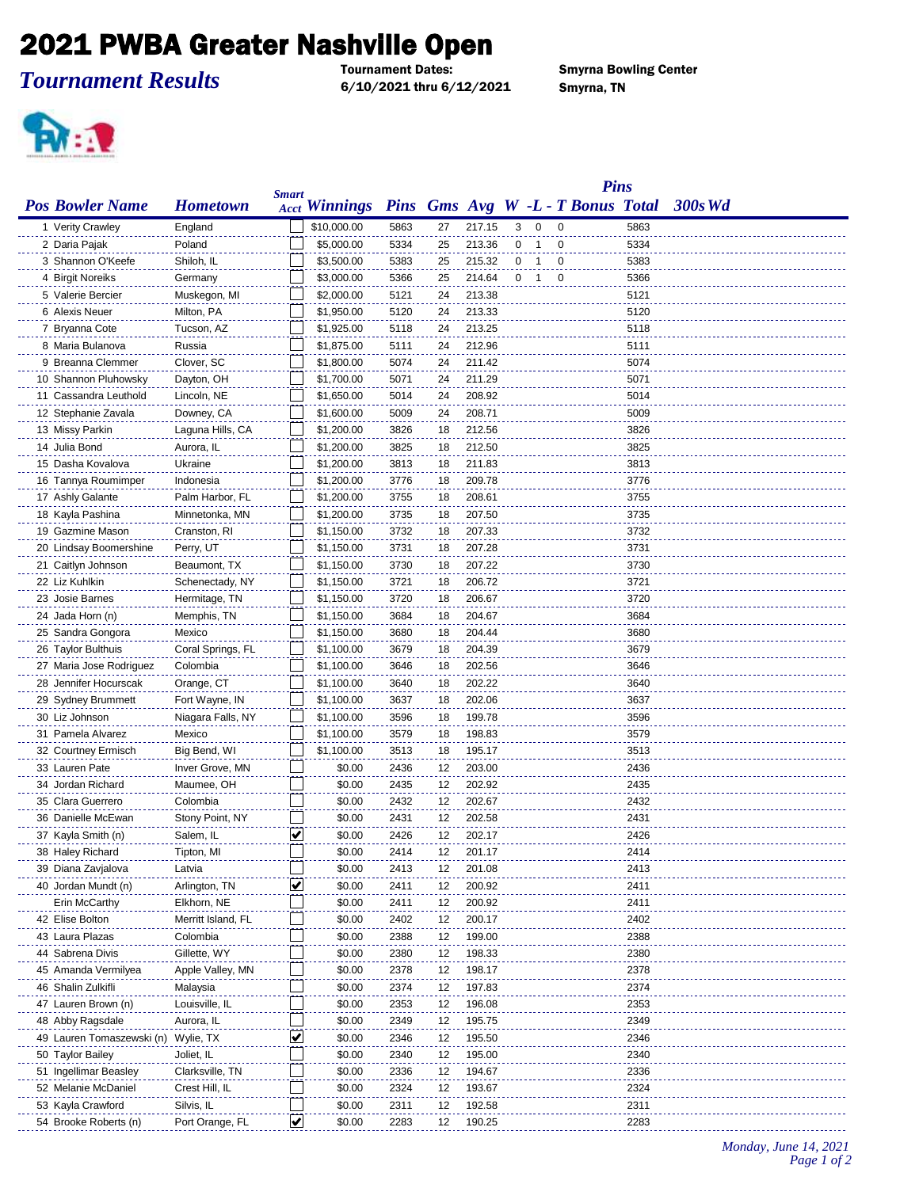# 2021 PWBA Greater Nashville Open

*Tournament Results*

**Tournament Dates:**
**6/10/2021 thru 6/12/2021**

**Smyrna Bowling Center**
**Smyrna, TN**

| Pos | Bowler Name | Hometown | Smart Acct | Winnings | Pins | Gms | Avg | W | L | T | Pins Bonus | Total | 300s | Wd |
|---|---|---|---|---|---|---|---|---|---|---|---|---|---|---|
| 1 | Verity Crawley | England | ☐ | $10,000.00 | 5863 | 27 | 217.15 | 3 | 0 | 0 | | 5863 | | |
| 2 | Daria Pajak | Poland | ☐ | $5,000.00 | 5334 | 25 | 213.36 | 0 | 1 | 0 | | 5334 | | |
| 3 | Shannon O'Keefe | Shiloh, IL | ☐ | $3,500.00 | 5383 | 25 | 215.32 | 0 | 1 | 0 | | 5383 | | |
| 4 | Birgit Noreiks | Germany | ☐ | $3,000.00 | 5366 | 25 | 214.64 | 0 | 1 | 0 | | 5366 | | |
| 5 | Valerie Bercier | Muskegon, MI | ☐ | $2,000.00 | 5121 | 24 | 213.38 | | | | | 5121 | | |
| 6 | Alexis Neuer | Milton, PA | ☐ | $1,950.00 | 5120 | 24 | 213.33 | | | | | 5120 | | |
| 7 | Bryanna Cote | Tucson, AZ | ☐ | $1,925.00 | 5118 | 24 | 213.25 | | | | | 5118 | | |
| 8 | Maria Bulanova | Russia | ☐ | $1,875.00 | 5111 | 24 | 212.96 | | | | | 5111 | | |
| 9 | Breanna Clemmer | Clover, SC | ☐ | $1,800.00 | 5074 | 24 | 211.42 | | | | | 5074 | | |
| 10 | Shannon Pluhowsky | Dayton, OH | ☐ | $1,700.00 | 5071 | 24 | 211.29 | | | | | 5071 | | |
| 11 | Cassandra Leuthold | Lincoln, NE | ☐ | $1,650.00 | 5014 | 24 | 208.92 | | | | | 5014 | | |
| 12 | Stephanie Zavala | Downey, CA | ☐ | $1,600.00 | 5009 | 24 | 208.71 | | | | | 5009 | | |
| 13 | Missy Parkin | Laguna Hills, CA | ☐ | $1,200.00 | 3826 | 18 | 212.56 | | | | | 3826 | | |
| 14 | Julia Bond | Aurora, IL | ☐ | $1,200.00 | 3825 | 18 | 212.50 | | | | | 3825 | | |
| 15 | Dasha Kovalova | Ukraine | ☐ | $1,200.00 | 3813 | 18 | 211.83 | | | | | 3813 | | |
| 16 | Tannya Roumimper | Indonesia | ☐ | $1,200.00 | 3776 | 18 | 209.78 | | | | | 3776 | | |
| 17 | Ashly Galante | Palm Harbor, FL | ☐ | $1,200.00 | 3755 | 18 | 208.61 | | | | | 3755 | | |
| 18 | Kayla Pashina | Minnetonka, MN | ☐ | $1,200.00 | 3735 | 18 | 207.50 | | | | | 3735 | | |
| 19 | Gazmine Mason | Cranston, RI | ☐ | $1,150.00 | 3732 | 18 | 207.33 | | | | | 3732 | | |
| 20 | Lindsay Boomershine | Perry, UT | ☐ | $1,150.00 | 3731 | 18 | 207.28 | | | | | 3731 | | |
| 21 | Caitlyn Johnson | Beaumont, TX | ☐ | $1,150.00 | 3730 | 18 | 207.22 | | | | | 3730 | | |
| 22 | Liz Kuhlkin | Schenectady, NY | ☐ | $1,150.00 | 3721 | 18 | 206.72 | | | | | 3721 | | |
| 23 | Josie Barnes | Hermitage, TN | ☐ | $1,150.00 | 3720 | 18 | 206.67 | | | | | 3720 | | |
| 24 | Jada Horn (n) | Memphis, TN | ☐ | $1,150.00 | 3684 | 18 | 204.67 | | | | | 3684 | | |
| 25 | Sandra Gongora | Mexico | ☐ | $1,150.00 | 3680 | 18 | 204.44 | | | | | 3680 | | |
| 26 | Taylor Bulthuis | Coral Springs, FL | ☐ | $1,100.00 | 3679 | 18 | 204.39 | | | | | 3679 | | |
| 27 | Maria Jose Rodriguez | Colombia | ☐ | $1,100.00 | 3646 | 18 | 202.56 | | | | | 3646 | | |
| 28 | Jennifer Hocurscak | Orange, CT | ☐ | $1,100.00 | 3640 | 18 | 202.22 | | | | | 3640 | | |
| 29 | Sydney Brummett | Fort Wayne, IN | ☐ | $1,100.00 | 3637 | 18 | 202.06 | | | | | 3637 | | |
| 30 | Liz Johnson | Niagara Falls, NY | ☐ | $1,100.00 | 3596 | 18 | 199.78 | | | | | 3596 | | |
| 31 | Pamela Alvarez | Mexico | ☐ | $1,100.00 | 3579 | 18 | 198.83 | | | | | 3579 | | |
| 32 | Courtney Ermisch | Big Bend, WI | ☐ | $1,100.00 | 3513 | 18 | 195.17 | | | | | 3513 | | |
| 33 | Lauren Pate | Inver Grove, MN | ☐ | $0.00 | 2436 | 12 | 203.00 | | | | | 2436 | | |
| 34 | Jordan Richard | Maumee, OH | ☐ | $0.00 | 2435 | 12 | 202.92 | | | | | 2435 | | |
| 35 | Clara Guerrero | Colombia | ☐ | $0.00 | 2432 | 12 | 202.67 | | | | | 2432 | | |
| 36 | Danielle McEwan | Stony Point, NY | ☐ | $0.00 | 2431 | 12 | 202.58 | | | | | 2431 | | |
| 37 | Kayla Smith (n) | Salem, IL | ☑ | $0.00 | 2426 | 12 | 202.17 | | | | | 2426 | | |
| 38 | Haley Richard | Tipton, MI | ☐ | $0.00 | 2414 | 12 | 201.17 | | | | | 2414 | | |
| 39 | Diana Zavjalova | Latvia | ☐ | $0.00 | 2413 | 12 | 201.08 | | | | | 2413 | | |
| 40 | Jordan Mundt (n) | Arlington, TN | ☑ | $0.00 | 2411 | 12 | 200.92 | | | | | 2411 | | |
| | Erin McCarthy | Elkhorn, NE | ☐ | $0.00 | 2411 | 12 | 200.92 | | | | | 2411 | | |
| 42 | Elise Bolton | Merritt Island, FL | ☐ | $0.00 | 2402 | 12 | 200.17 | | | | | 2402 | | |
| 43 | Laura Plazas | Colombia | ☐ | $0.00 | 2388 | 12 | 199.00 | | | | | 2388 | | |
| 44 | Sabrena Divis | Gillette, WY | ☐ | $0.00 | 2380 | 12 | 198.33 | | | | | 2380 | | |
| 45 | Amanda Vermilyea | Apple Valley, MN | ☐ | $0.00 | 2378 | 12 | 198.17 | | | | | 2378 | | |
| 46 | Shalin Zulkifli | Malaysia | ☐ | $0.00 | 2374 | 12 | 197.83 | | | | | 2374 | | |
| 47 | Lauren Brown (n) | Louisville, IL | ☐ | $0.00 | 2353 | 12 | 196.08 | | | | | 2353 | | |
| 48 | Abby Ragsdale | Aurora, IL | ☐ | $0.00 | 2349 | 12 | 195.75 | | | | | 2349 | | |
| 49 | Lauren Tomaszewski (n) | Wylie, TX | ☑ | $0.00 | 2346 | 12 | 195.50 | | | | | 2346 | | |
| 50 | Taylor Bailey | Joliet, IL | ☐ | $0.00 | 2340 | 12 | 195.00 | | | | | 2340 | | |
| 51 | Ingellimar Beasley | Clarksville, TN | ☐ | $0.00 | 2336 | 12 | 194.67 | | | | | 2336 | | |
| 52 | Melanie McDaniel | Crest Hill, IL | ☐ | $0.00 | 2324 | 12 | 193.67 | | | | | 2324 | | |
| 53 | Kayla Crawford | Silvis, IL | ☐ | $0.00 | 2311 | 12 | 192.58 | | | | | 2311 | | |
| 54 | Brooke Roberts (n) | Port Orange, FL | ☑ | $0.00 | 2283 | 12 | 190.25 | | | | | 2283 | | |

*Monday, June 14, 2021*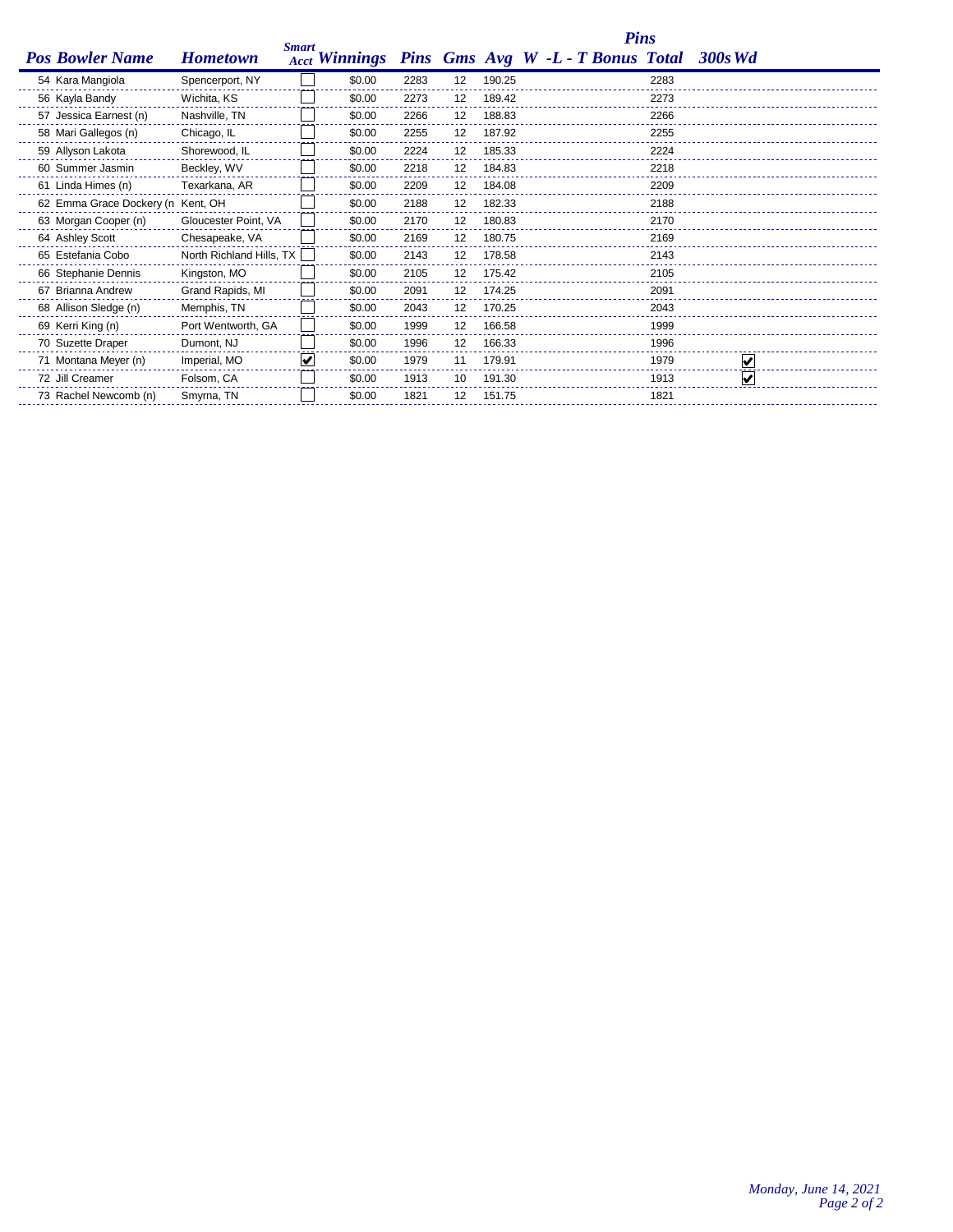| Pos | Bowler Name | Hometown | Smart Acct | Winnings | Pins | Gms | Avg | W | L | T | Bonus Pins | Total | 300s | Wd |
|---|---|---|---|---|---|---|---|---|---|---|---|---|---|---|
| 54 | Kara Mangiola | Spencerport, NY | ☐ | $0.00 | 2283 | 12 | 190.25 | | | | | 2283 | | |
| 56 | Kayla Bandy | Wichita, KS | ☐ | $0.00 | 2273 | 12 | 189.42 | | | | | 2273 | | |
| 57 | Jessica Earnest (n) | Nashville, TN | ☐ | $0.00 | 2266 | 12 | 188.83 | | | | | 2266 | | |
| 58 | Mari Gallegos (n) | Chicago, IL | ☐ | $0.00 | 2255 | 12 | 187.92 | | | | | 2255 | | |
| 59 | Allyson Lakota | Shorewood, IL | ☐ | $0.00 | 2224 | 12 | 185.33 | | | | | 2224 | | |
| 60 | Summer Jasmin | Beckley, WV | ☐ | $0.00 | 2218 | 12 | 184.83 | | | | | 2218 | | |
| 61 | Linda Himes (n) | Texarkana, AR | ☐ | $0.00 | 2209 | 12 | 184.08 | | | | | 2209 | | |
| 62 | Emma Grace Dockery (n | Kent, OH | ☐ | $0.00 | 2188 | 12 | 182.33 | | | | | 2188 | | |
| 63 | Morgan Cooper (n) | Gloucester Point, VA | ☐ | $0.00 | 2170 | 12 | 180.83 | | | | | 2170 | | |
| 64 | Ashley Scott | Chesapeake, VA | ☐ | $0.00 | 2169 | 12 | 180.75 | | | | | 2169 | | |
| 65 | Estefania Cobo | North Richland Hills, TX | ☐ | $0.00 | 2143 | 12 | 178.58 | | | | | 2143 | | |
| 66 | Stephanie Dennis | Kingston, MO | ☐ | $0.00 | 2105 | 12 | 175.42 | | | | | 2105 | | |
| 67 | Brianna Andrew | Grand Rapids, MI | ☐ | $0.00 | 2091 | 12 | 174.25 | | | | | 2091 | | |
| 68 | Allison Sledge (n) | Memphis, TN | ☐ | $0.00 | 2043 | 12 | 170.25 | | | | | 2043 | | |
| 69 | Kerri King (n) | Port Wentworth, GA | ☐ | $0.00 | 1999 | 12 | 166.58 | | | | | 1999 | | |
| 70 | Suzette Draper | Dumont, NJ | ☐ | $0.00 | 1996 | 12 | 166.33 | | | | | 1996 | | |
| 71 | Montana Meyer (n) | Imperial, MO | ☑ | $0.00 | 1979 | 11 | 179.91 | | | | | 1979 | | ☑ |
| 72 | Jill Creamer | Folsom, CA | ☐ | $0.00 | 1913 | 10 | 191.30 | | | | | 1913 | | ☑ |
| 73 | Rachel Newcomb (n) | Smyrna, TN | ☐ | $0.00 | 1821 | 12 | 151.75 | | | | | 1821 | | |

*Monday, June 14, 2021*